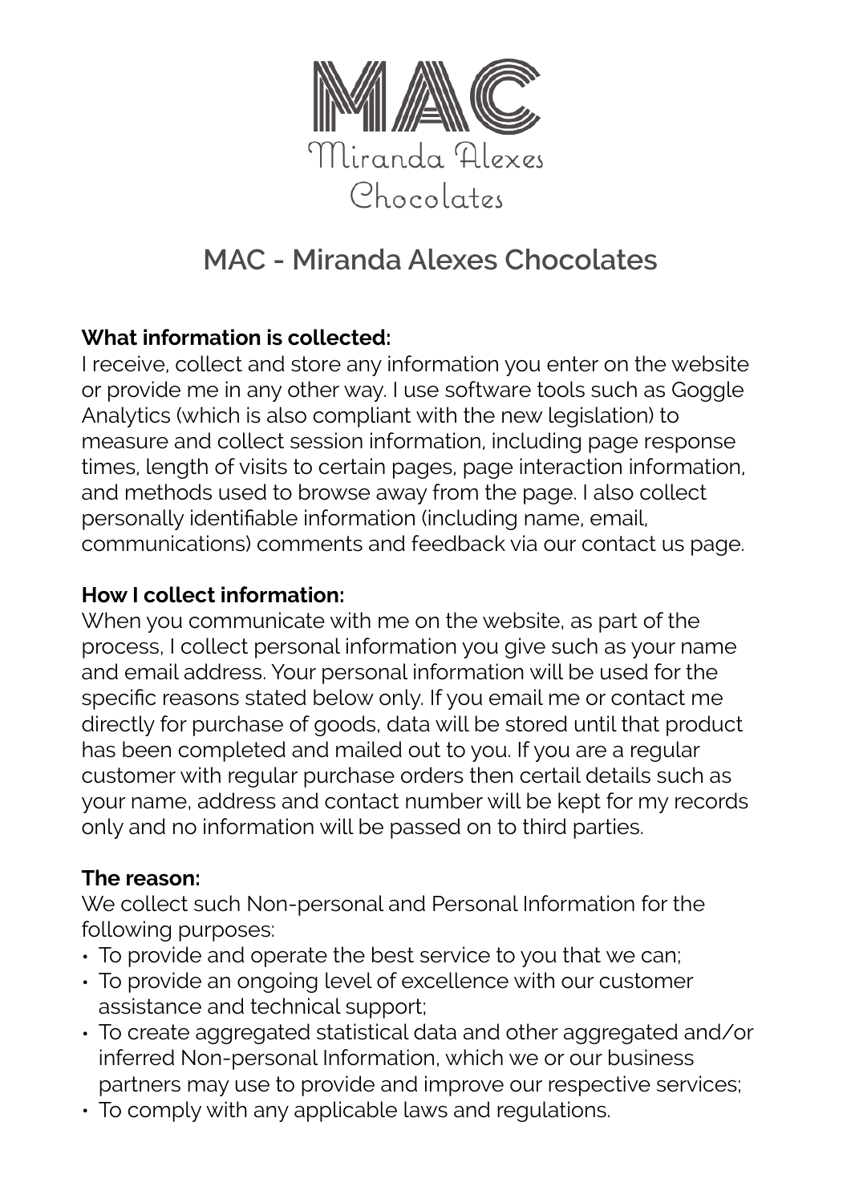MAC

Miranda Alexes Chocolates

# MAC - Miranda Alexes Chocolates

**What information is collected:**
I receive, collect and store any information you enter on the website or provide me in any other way. I use software tools such as Goggle Analytics (which is also compliant with the new legislation) to measure and collect session information, including page response times, length of visits to certain pages, page interaction information, and methods used to browse away from the page. I also collect personally identifiable information (including name, email, communications) comments and feedback via our contact us page.

**How I collect information:**
When you communicate with me on the website, as part of the process, I collect personal information you give such as your name and email address. Your personal information will be used for the specific reasons stated below only. If you email me or contact me directly for purchase of goods, data will be stored until that product has been completed and mailed out to you. If you are a regular customer with regular purchase orders then certail details such as your name, address and contact number will be kept for my records only and no information will be passed on to third parties.

**The reason:**
We collect such Non-personal and Personal Information for the following purposes:

- To provide and operate the best service to you that we can;
- To provide an ongoing level of excellence with our customer assistance and technical support;
- To create aggregated statistical data and other aggregated and/or inferred Non-personal Information, which we or our business partners may use to provide and improve our respective services;
- To comply with any applicable laws and regulations.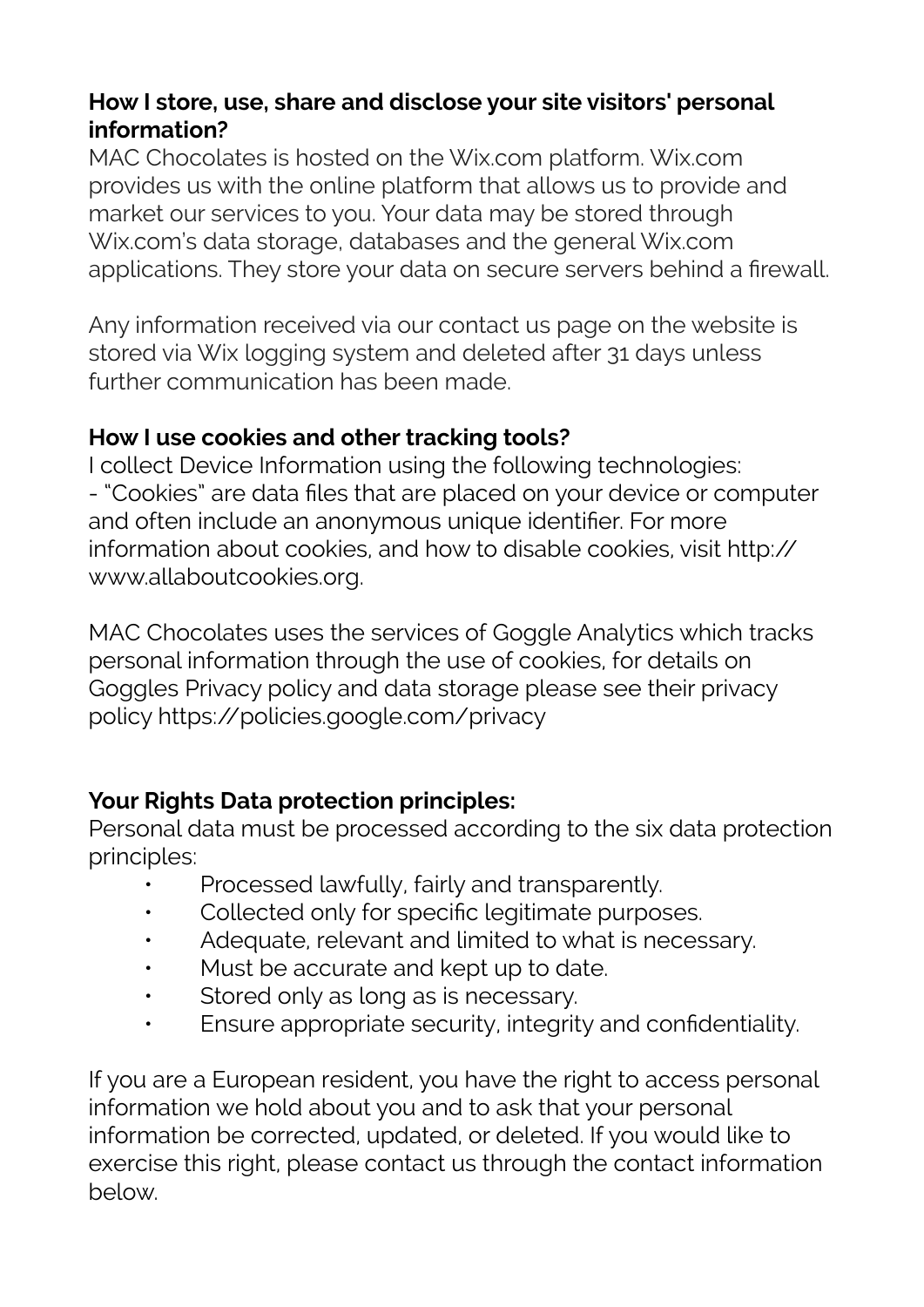**How I store, use, share and disclose your site visitors' personal information?**

MAC Chocolates is hosted on the Wix.com platform. Wix.com provides us with the online platform that allows us to provide and market our services to you. Your data may be stored through Wix.com's data storage, databases and the general Wix.com applications. They store your data on secure servers behind a firewall.

Any information received via our contact us page on the website is stored via Wix logging system and deleted after 31 days unless further communication has been made.

**How I use cookies and other tracking tools?**

I collect Device Information using the following technologies:
- "Cookies" are data files that are placed on your device or computer and often include an anonymous unique identifier. For more information about cookies, and how to disable cookies, visit http://www.allaboutcookies.org.

MAC Chocolates uses the services of Goggle Analytics which tracks personal information through the use of cookies, for details on Goggles Privacy policy and data storage please see their privacy policy https://policies.google.com/privacy

**Your Rights Data protection principles:**

Personal data must be processed according to the six data protection principles:

- Processed lawfully, fairly and transparently.
- Collected only for specific legitimate purposes.
- Adequate, relevant and limited to what is necessary.
- Must be accurate and kept up to date.
- Stored only as long as is necessary.
- Ensure appropriate security, integrity and confidentiality.

If you are a European resident, you have the right to access personal information we hold about you and to ask that your personal information be corrected, updated, or deleted. If you would like to exercise this right, please contact us through the contact information below.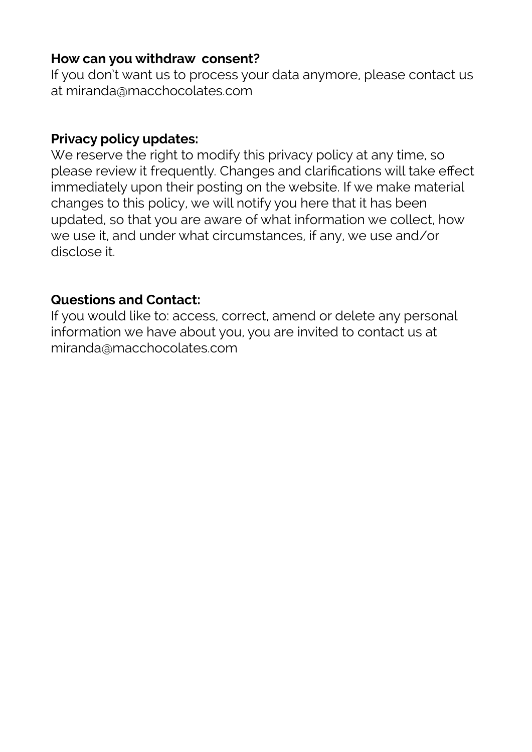**How can you withdraw consent?**
If you don't want us to process your data anymore, please contact us at miranda@macchocolates.com

**Privacy policy updates:**
We reserve the right to modify this privacy policy at any time, so please review it frequently. Changes and clarifications will take effect immediately upon their posting on the website. If we make material changes to this policy, we will notify you here that it has been updated, so that you are aware of what information we collect, how we use it, and under what circumstances, if any, we use and/or disclose it.

**Questions and Contact:**
If you would like to: access, correct, amend or delete any personal information we have about you, you are invited to contact us at miranda@macchocolates.com